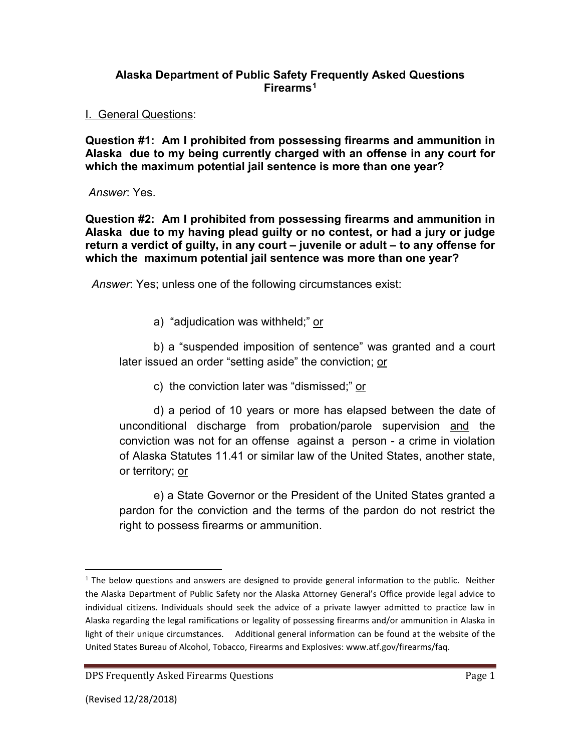# Alaska Department of Public Safety Frequently Asked Questions Firearms[1]

## I. General Questions:

**Question #1: Am I prohibited from possessing firearms and ammunition in Alaska due to my being currently charged with an offense in any court for which the maximum potential jail sentence is more than one year?**

*Answer*: Yes.

**Question #2: Am I prohibited from possessing firearms and ammunition in Alaska due to my having plead guilty or no contest, or had a jury or judge return a verdict of guilty, in any court – juvenile or adult – to any offense for which the maximum potential jail sentence was more than one year?**

*Answer*: Yes; unless one of the following circumstances exist:

a) "adjudication was withheld;" or

b) a "suspended imposition of sentence" was granted and a court later issued an order "setting aside" the conviction; or

c) the conviction later was "dismissed;" or

d) a period of 10 years or more has elapsed between the date of unconditional discharge from probation/parole supervision and the conviction was not for an offense against a person - a crime in violation of Alaska Statutes 11.41 or similar law of the United States, another state, or territory; or

e) a State Governor or the President of the United States granted a pardon for the conviction and the terms of the pardon do not restrict the right to possess firearms or ammunition.

---

[1] The below questions and answers are designed to provide general information to the public. Neither the Alaska Department of Public Safety nor the Alaska Attorney General's Office provide legal advice to individual citizens. Individuals should seek the advice of a private lawyer admitted to practice law in Alaska regarding the legal ramifications or legality of possessing firearms and/or ammunition in Alaska in light of their unique circumstances. Additional general information can be found at the website of the United States Bureau of Alcohol, Tobacco, Firearms and Explosives: www.atf.gov/firearms/faq.

(Revised 12/28/2018)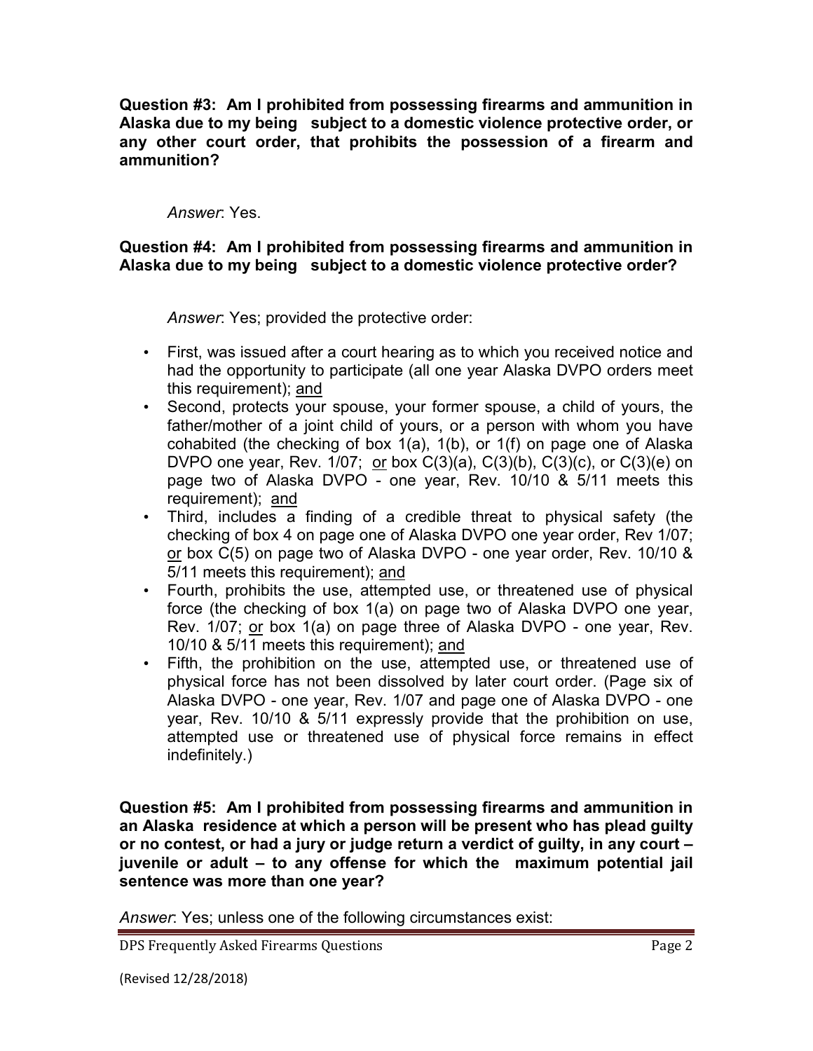**Question #3: Am I prohibited from possessing firearms and ammunition in Alaska due to my being subject to a domestic violence protective order, or any other court order, that prohibits the possession of a firearm and ammunition?**

*Answer*: Yes.

**Question #4: Am I prohibited from possessing firearms and ammunition in Alaska due to my being subject to a domestic violence protective order?**

*Answer*: Yes; provided the protective order:

- First, was issued after a court hearing as to which you received notice and had the opportunity to participate (all one year Alaska DVPO orders meet this requirement); <u>and</u>
- Second, protects your spouse, your former spouse, a child of yours, the father/mother of a joint child of yours, or a person with whom you have cohabited (the checking of box 1(a), 1(b), or 1(f) on page one of Alaska DVPO one year, Rev. 1/07; <u>or</u> box C(3)(a), C(3)(b), C(3)(c), or C(3)(e) on page two of Alaska DVPO - one year, Rev. 10/10 & 5/11 meets this requirement); <u>and</u>
- Third, includes a finding of a credible threat to physical safety (the checking of box 4 on page one of Alaska DVPO one year order, Rev 1/07; <u>or</u> box C(5) on page two of Alaska DVPO - one year order, Rev. 10/10 & 5/11 meets this requirement); <u>and</u>
- Fourth, prohibits the use, attempted use, or threatened use of physical force (the checking of box 1(a) on page two of Alaska DVPO one year, Rev. 1/07; <u>or</u> box 1(a) on page three of Alaska DVPO - one year, Rev. 10/10 & 5/11 meets this requirement); <u>and</u>
- Fifth, the prohibition on the use, attempted use, or threatened use of physical force has not been dissolved by later court order. (Page six of Alaska DVPO - one year, Rev. 1/07 and page one of Alaska DVPO - one year, Rev. 10/10 & 5/11 expressly provide that the prohibition on use, attempted use or threatened use of physical force remains in effect indefinitely.)

**Question #5: Am I prohibited from possessing firearms and ammunition in an Alaska residence at which a person will be present who has plead guilty or no contest, or had a jury or judge return a verdict of guilty, in any court – juvenile or adult – to any offense for which the maximum potential jail sentence was more than one year?**

*Answer*: Yes; unless one of the following circumstances exist: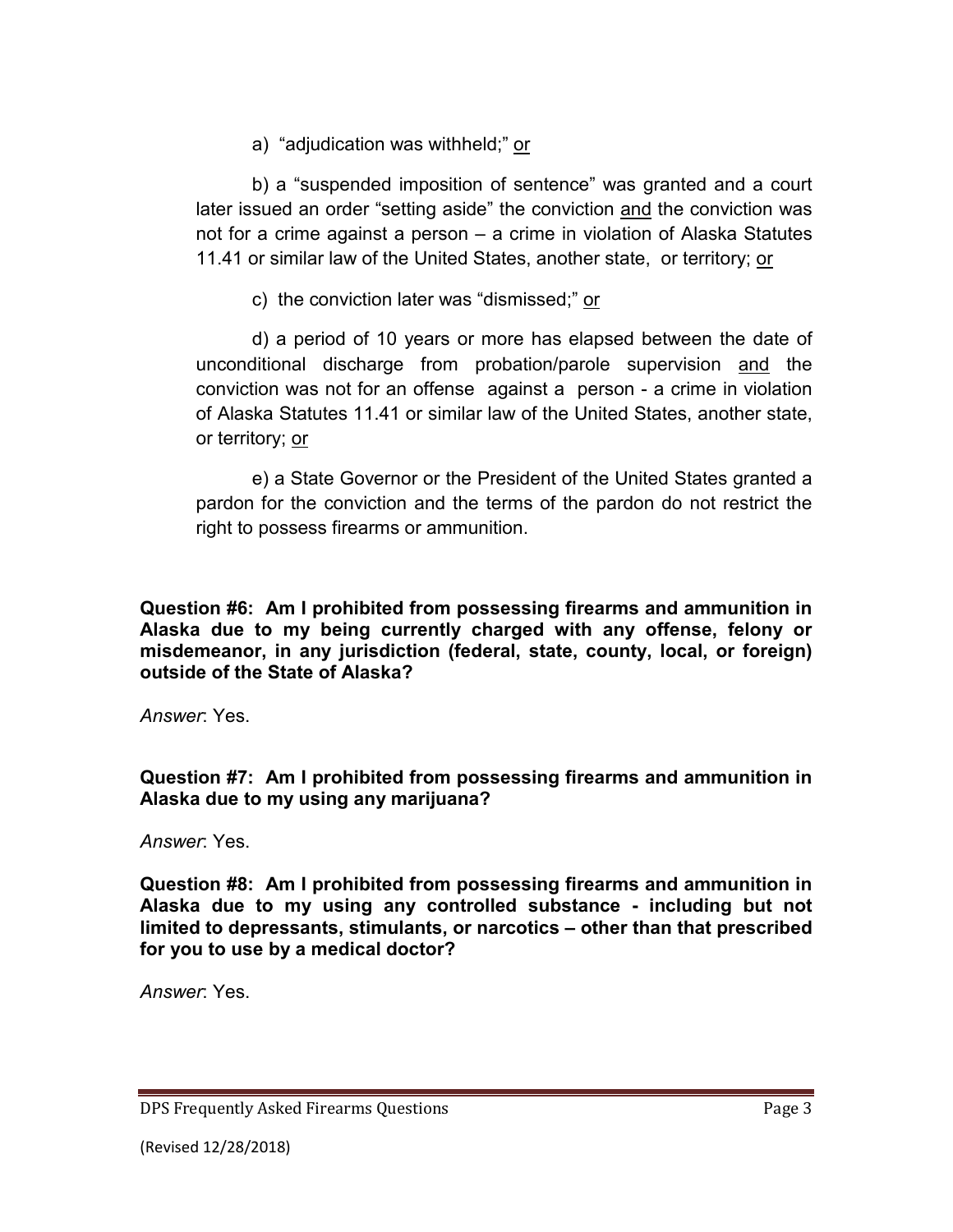a) “adjudication was withheld;” <u>or</u>

b) a “suspended imposition of sentence” was granted and a court later issued an order “setting aside” the conviction <u>and</u> the conviction was not for a crime against a person – a crime in violation of Alaska Statutes 11.41 or similar law of the United States, another state, or territory; <u>or</u>

c) the conviction later was “dismissed;” <u>or</u>

d) a period of 10 years or more has elapsed between the date of unconditional discharge from probation/parole supervision <u>and</u> the conviction was not for an offense against a person - a crime in violation of Alaska Statutes 11.41 or similar law of the United States, another state, or territory; <u>or</u>

e) a State Governor or the President of the United States granted a pardon for the conviction and the terms of the pardon do not restrict the right to possess firearms or ammunition.

**Question #6: Am I prohibited from possessing firearms and ammunition in Alaska due to my being currently charged with any offense, felony or misdemeanor, in any jurisdiction (federal, state, county, local, or foreign) outside of the State of Alaska?**

*Answer*: Yes.

**Question #7: Am I prohibited from possessing firearms and ammunition in Alaska due to my using any marijuana?**

*Answer*: Yes.

**Question #8: Am I prohibited from possessing firearms and ammunition in Alaska due to my using any controlled substance - including but not limited to depressants, stimulants, or narcotics – other than that prescribed for you to use by a medical doctor?**

*Answer*: Yes.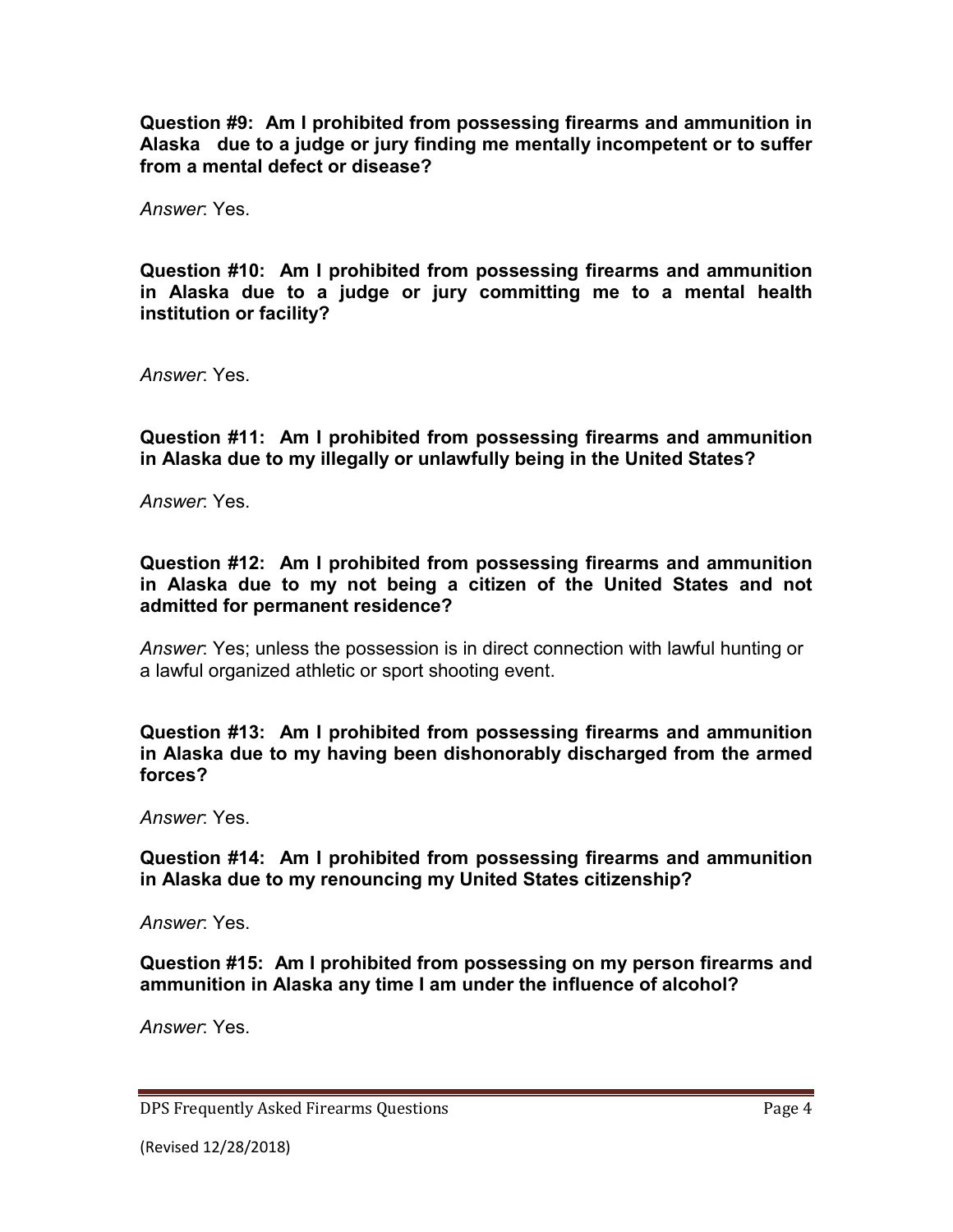**Question #9: Am I prohibited from possessing firearms and ammunition in Alaska due to a judge or jury finding me mentally incompetent or to suffer from a mental defect or disease?**

*Answer*: Yes.

**Question #10: Am I prohibited from possessing firearms and ammunition in Alaska due to a judge or jury committing me to a mental health institution or facility?**

*Answer*: Yes.

**Question #11: Am I prohibited from possessing firearms and ammunition in Alaska due to my illegally or unlawfully being in the United States?**

*Answer*: Yes.

**Question #12: Am I prohibited from possessing firearms and ammunition in Alaska due to my not being a citizen of the United States and not admitted for permanent residence?**

*Answer*: Yes; unless the possession is in direct connection with lawful hunting or a lawful organized athletic or sport shooting event.

**Question #13: Am I prohibited from possessing firearms and ammunition in Alaska due to my having been dishonorably discharged from the armed forces?**

*Answer*: Yes.

**Question #14: Am I prohibited from possessing firearms and ammunition in Alaska due to my renouncing my United States citizenship?**

*Answer*: Yes.

**Question #15: Am I prohibited from possessing on my person firearms and ammunition in Alaska any time I am under the influence of alcohol?**

*Answer*: Yes.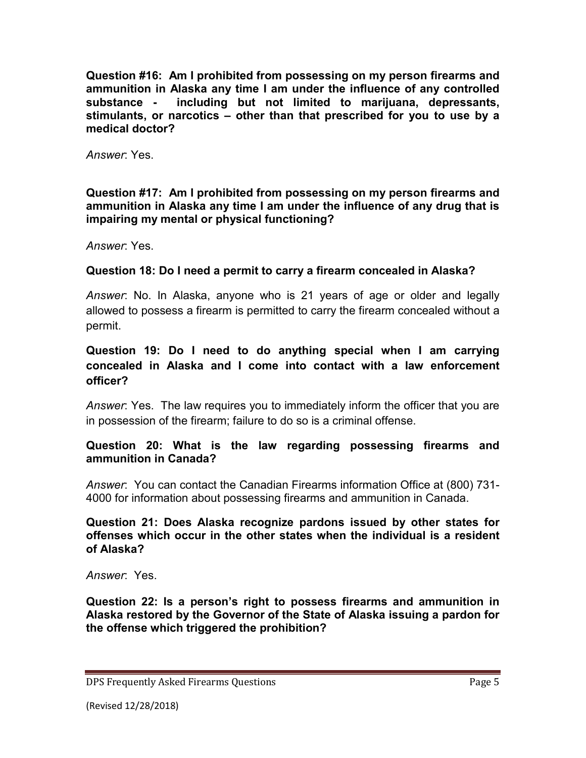**Question #16: Am I prohibited from possessing on my person firearms and ammunition in Alaska any time I am under the influence of any controlled substance - including but not limited to marijuana, depressants, stimulants, or narcotics – other than that prescribed for you to use by a medical doctor?**

*Answer*: Yes.

**Question #17: Am I prohibited from possessing on my person firearms and ammunition in Alaska any time I am under the influence of any drug that is impairing my mental or physical functioning?**

*Answer*: Yes.

**Question 18: Do I need a permit to carry a firearm concealed in Alaska?**

*Answer*: No. In Alaska, anyone who is 21 years of age or older and legally allowed to possess a firearm is permitted to carry the firearm concealed without a permit.

**Question 19: Do I need to do anything special when I am carrying concealed in Alaska and I come into contact with a law enforcement officer?**

*Answer*: Yes. The law requires you to immediately inform the officer that you are in possession of the firearm; failure to do so is a criminal offense.

**Question 20: What is the law regarding possessing firearms and ammunition in Canada?**

*Answer*: You can contact the Canadian Firearms information Office at (800) 731-4000 for information about possessing firearms and ammunition in Canada.

**Question 21: Does Alaska recognize pardons issued by other states for offenses which occur in the other states when the individual is a resident of Alaska?**

*Answer*: Yes.

**Question 22: Is a person's right to possess firearms and ammunition in Alaska restored by the Governor of the State of Alaska issuing a pardon for the offense which triggered the prohibition?**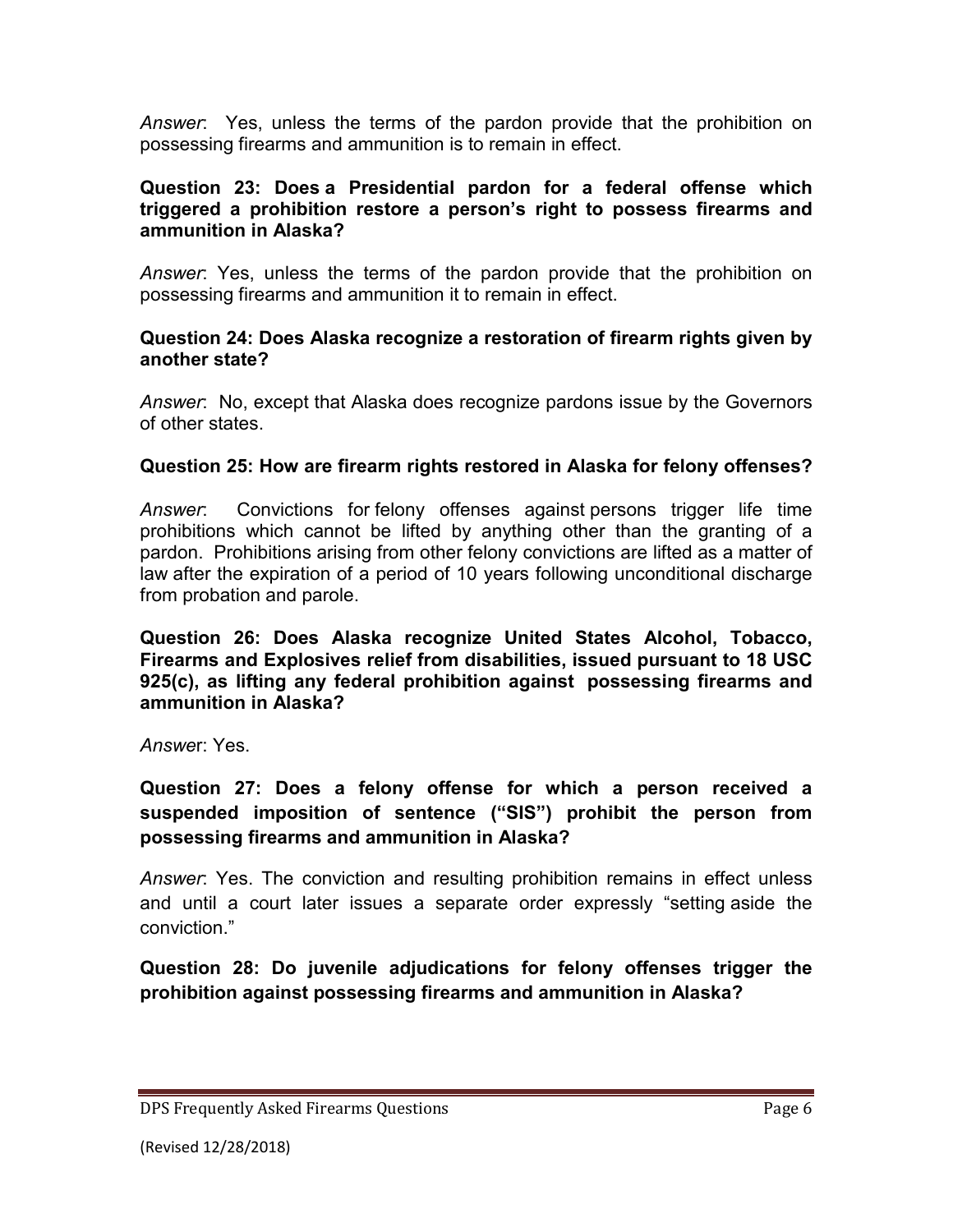*Answer*: Yes, unless the terms of the pardon provide that the prohibition on possessing firearms and ammunition is to remain in effect.

**Question 23: Does a Presidential pardon for a federal offense which triggered a prohibition restore a person's right to possess firearms and ammunition in Alaska?**

*Answer*: Yes, unless the terms of the pardon provide that the prohibition on possessing firearms and ammunition it to remain in effect.

**Question 24: Does Alaska recognize a restoration of firearm rights given by another state?**

*Answer*: No, except that Alaska does recognize pardons issue by the Governors of other states.

**Question 25: How are firearm rights restored in Alaska for felony offenses?**

*Answer*: Convictions for felony offenses against persons trigger life time prohibitions which cannot be lifted by anything other than the granting of a pardon. Prohibitions arising from other felony convictions are lifted as a matter of law after the expiration of a period of 10 years following unconditional discharge from probation and parole.

**Question 26: Does Alaska recognize United States Alcohol, Tobacco, Firearms and Explosives relief from disabilities, issued pursuant to 18 USC 925(c), as lifting any federal prohibition against possessing firearms and ammunition in Alaska?**

*Answer*: Yes.

**Question 27: Does a felony offense for which a person received a suspended imposition of sentence ("SIS") prohibit the person from possessing firearms and ammunition in Alaska?**

*Answer*: Yes. The conviction and resulting prohibition remains in effect unless and until a court later issues a separate order expressly "setting aside the conviction."

**Question 28: Do juvenile adjudications for felony offenses trigger the prohibition against possessing firearms and ammunition in Alaska?**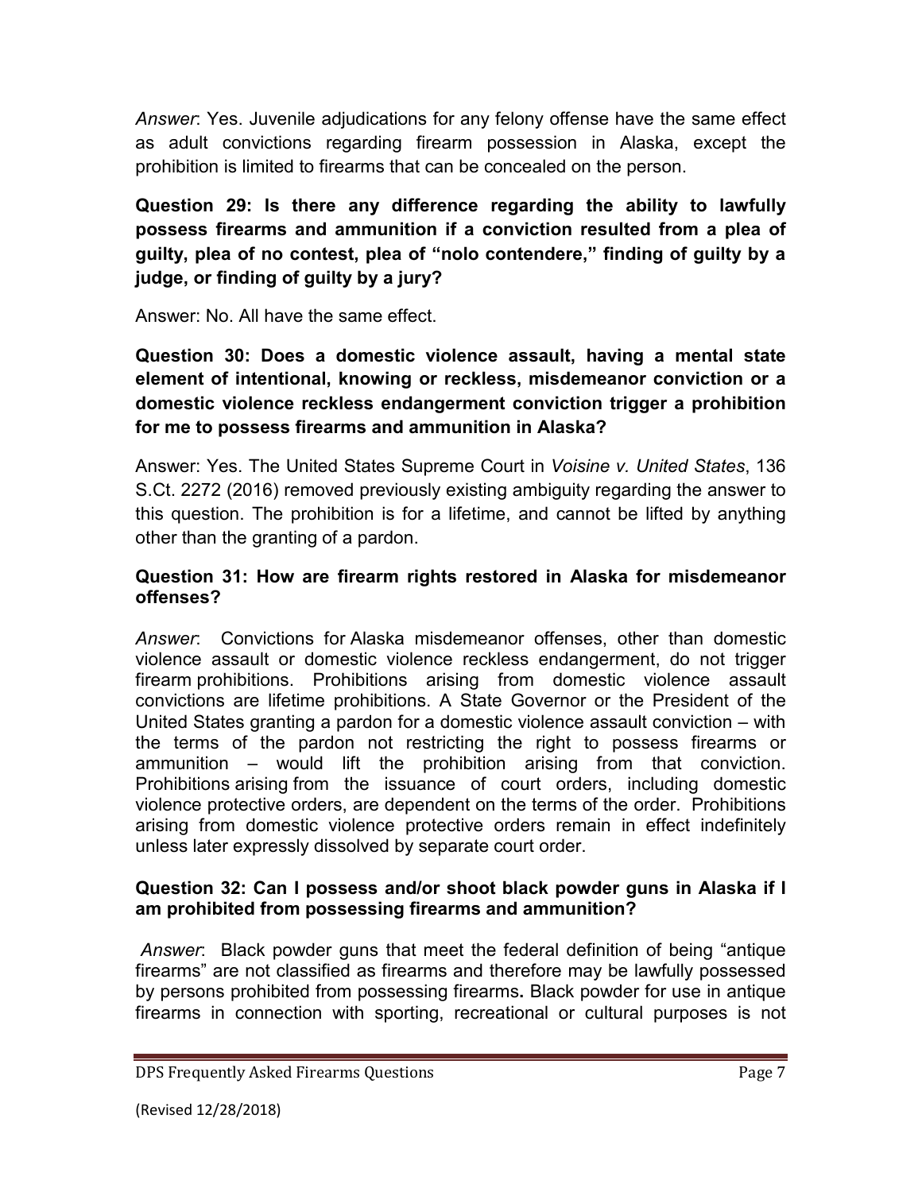*Answer*: Yes. Juvenile adjudications for any felony offense have the same effect as adult convictions regarding firearm possession in Alaska, except the prohibition is limited to firearms that can be concealed on the person.

**Question 29: Is there any difference regarding the ability to lawfully possess firearms and ammunition if a conviction resulted from a plea of guilty, plea of no contest, plea of "nolo contendere," finding of guilty by a judge, or finding of guilty by a jury?**

Answer: No. All have the same effect.

**Question 30: Does a domestic violence assault, having a mental state element of intentional, knowing or reckless, misdemeanor conviction or a domestic violence reckless endangerment conviction trigger a prohibition for me to possess firearms and ammunition in Alaska?**

Answer: Yes. The United States Supreme Court in *Voisine v. United States*, 136 S.Ct. 2272 (2016) removed previously existing ambiguity regarding the answer to this question. The prohibition is for a lifetime, and cannot be lifted by anything other than the granting of a pardon.

**Question 31: How are firearm rights restored in Alaska for misdemeanor offenses?**

*Answer*: Convictions for Alaska misdemeanor offenses, other than domestic violence assault or domestic violence reckless endangerment, do not trigger firearm prohibitions. Prohibitions arising from domestic violence assault convictions are lifetime prohibitions. A State Governor or the President of the United States granting a pardon for a domestic violence assault conviction – with the terms of the pardon not restricting the right to possess firearms or ammunition – would lift the prohibition arising from that conviction. Prohibitions arising from the issuance of court orders, including domestic violence protective orders, are dependent on the terms of the order. Prohibitions arising from domestic violence protective orders remain in effect indefinitely unless later expressly dissolved by separate court order.

**Question 32: Can I possess and/or shoot black powder guns in Alaska if I am prohibited from possessing firearms and ammunition?**

*Answer*: Black powder guns that meet the federal definition of being "antique firearms" are not classified as firearms and therefore may be lawfully possessed by persons prohibited from possessing firearms**.** Black powder for use in antique firearms in connection with sporting, recreational or cultural purposes is not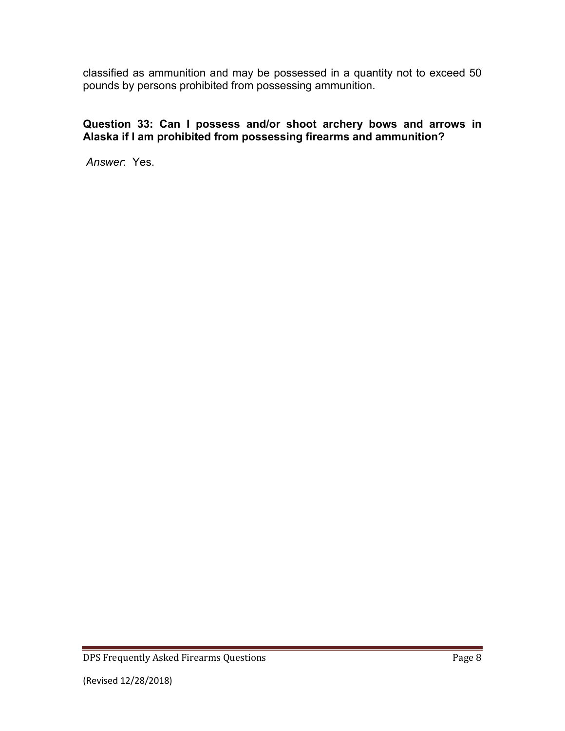classified as ammunition and may be possessed in a quantity not to exceed 50 pounds by persons prohibited from possessing ammunition.

**Question 33: Can I possess and/or shoot archery bows and arrows in Alaska if I am prohibited from possessing firearms and ammunition?**

*Answer*: Yes.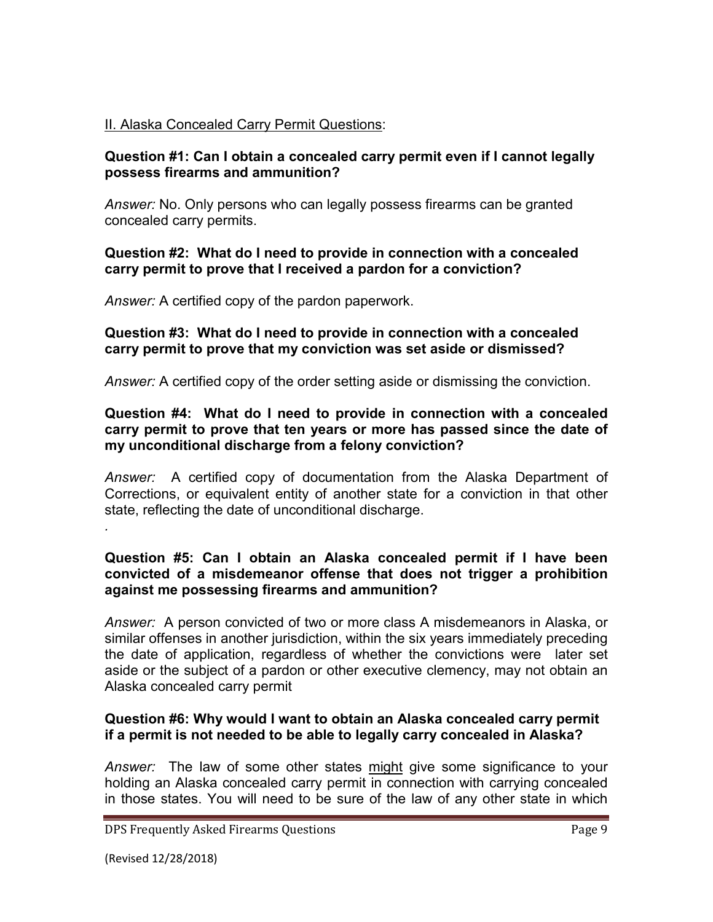## II. Alaska Concealed Carry Permit Questions:

**Question #1: Can I obtain a concealed carry permit even if I cannot legally possess firearms and ammunition?**

*Answer:* No. Only persons who can legally possess firearms can be granted concealed carry permits.

**Question #2: What do I need to provide in connection with a concealed carry permit to prove that I received a pardon for a conviction?**

*Answer:* A certified copy of the pardon paperwork.

**Question #3: What do I need to provide in connection with a concealed carry permit to prove that my conviction was set aside or dismissed?**

*Answer:* A certified copy of the order setting aside or dismissing the conviction.

**Question #4: What do I need to provide in connection with a concealed carry permit to prove that ten years or more has passed since the date of my unconditional discharge from a felony conviction?**

*Answer:* A certified copy of documentation from the Alaska Department of Corrections, or equivalent entity of another state for a conviction in that other state, reflecting the date of unconditional discharge.

.

**Question #5: Can I obtain an Alaska concealed permit if I have been convicted of a misdemeanor offense that does not trigger a prohibition against me possessing firearms and ammunition?**

*Answer:* A person convicted of two or more class A misdemeanors in Alaska, or similar offenses in another jurisdiction, within the six years immediately preceding the date of application, regardless of whether the convictions were later set aside or the subject of a pardon or other executive clemency, may not obtain an Alaska concealed carry permit

**Question #6: Why would I want to obtain an Alaska concealed carry permit if a permit is not needed to be able to legally carry concealed in Alaska?**

*Answer:* The law of some other states might give some significance to your holding an Alaska concealed carry permit in connection with carrying concealed in those states. You will need to be sure of the law of any other state in which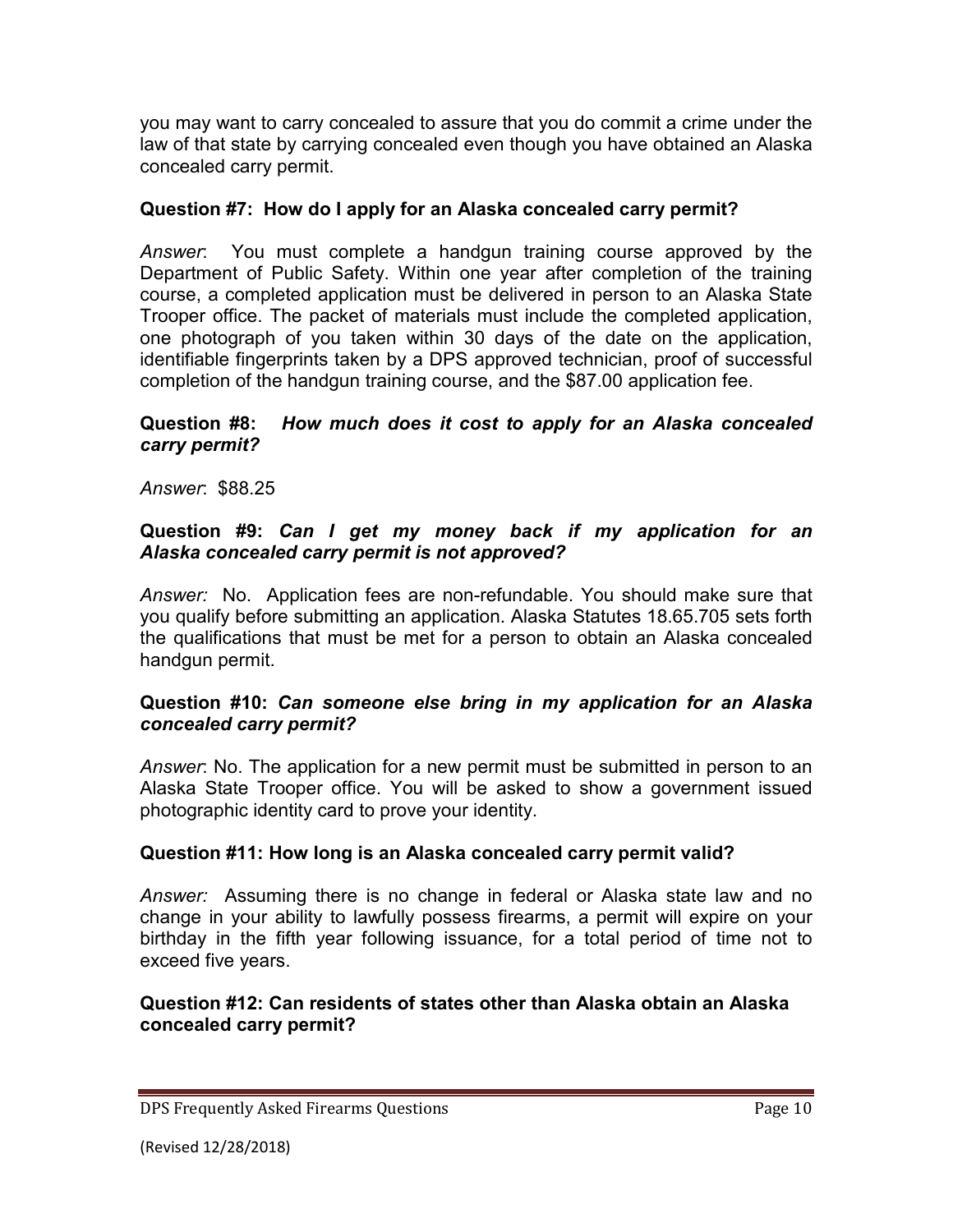you may want to carry concealed to assure that you do commit a crime under the law of that state by carrying concealed even though you have obtained an Alaska concealed carry permit.

**Question #7: How do I apply for an Alaska concealed carry permit?**

*Answer*: You must complete a handgun training course approved by the Department of Public Safety. Within one year after completion of the training course, a completed application must be delivered in person to an Alaska State Trooper office. The packet of materials must include the completed application, one photograph of you taken within 30 days of the date on the application, identifiable fingerprints taken by a DPS approved technician, proof of successful completion of the handgun training course, and the $87.00 application fee.

**Question #8:** ***How much does it cost to apply for an Alaska concealed carry permit?***

*Answer*: $88.25

**Question #9:** ***Can I get my money back if my application for an Alaska concealed carry permit is not approved?***

*Answer:* No. Application fees are non-refundable. You should make sure that you qualify before submitting an application. Alaska Statutes 18.65.705 sets forth the qualifications that must be met for a person to obtain an Alaska concealed handgun permit.

**Question #10:** ***Can someone else bring in my application for an Alaska concealed carry permit?***

*Answer*: No. The application for a new permit must be submitted in person to an Alaska State Trooper office. You will be asked to show a government issued photographic identity card to prove your identity.

**Question #11: How long is an Alaska concealed carry permit valid?**

*Answer:* Assuming there is no change in federal or Alaska state law and no change in your ability to lawfully possess firearms, a permit will expire on your birthday in the fifth year following issuance, for a total period of time not to exceed five years.

**Question #12: Can residents of states other than Alaska obtain an Alaska concealed carry permit?**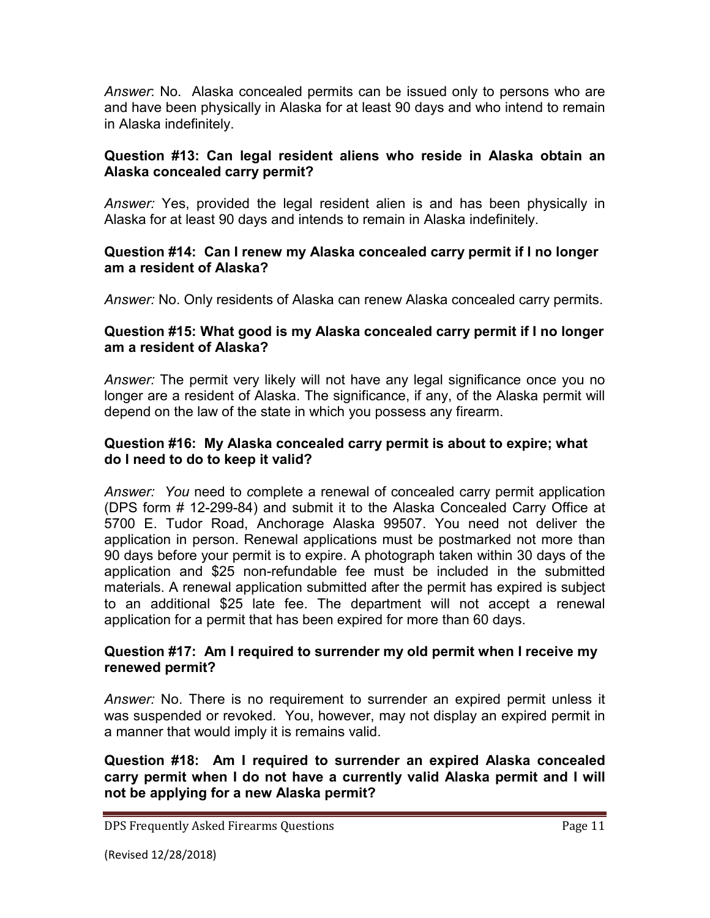*Answer*: No. Alaska concealed permits can be issued only to persons who are and have been physically in Alaska for at least 90 days and who intend to remain in Alaska indefinitely.

**Question #13: Can legal resident aliens who reside in Alaska obtain an Alaska concealed carry permit?**

*Answer:* Yes, provided the legal resident alien is and has been physically in Alaska for at least 90 days and intends to remain in Alaska indefinitely.

**Question #14: Can I renew my Alaska concealed carry permit if I no longer am a resident of Alaska?**

*Answer:* No. Only residents of Alaska can renew Alaska concealed carry permits.

**Question #15: What good is my Alaska concealed carry permit if I no longer am a resident of Alaska?**

*Answer:* The permit very likely will not have any legal significance once you no longer are a resident of Alaska. The significance, if any, of the Alaska permit will depend on the law of the state in which you possess any firearm.

**Question #16: My Alaska concealed carry permit is about to expire; what do I need to do to keep it valid?**

*Answer: You* need to *c*omplete a renewal of concealed carry permit application (DPS form # 12-299-84) and submit it to the Alaska Concealed Carry Office at 5700 E. Tudor Road, Anchorage Alaska 99507. You need not deliver the application in person. Renewal applications must be postmarked not more than 90 days before your permit is to expire. A photograph taken within 30 days of the application and $25 non-refundable fee must be included in the submitted materials. A renewal application submitted after the permit has expired is subject to an additional $25 late fee. The department will not accept a renewal application for a permit that has been expired for more than 60 days.

**Question #17: Am I required to surrender my old permit when I receive my renewed permit?**

*Answer:* No. There is no requirement to surrender an expired permit unless it was suspended or revoked. You, however, may not display an expired permit in a manner that would imply it is remains valid.

**Question #18: Am I required to surrender an expired Alaska concealed carry permit when I do not have a currently valid Alaska permit and I will not be applying for a new Alaska permit?**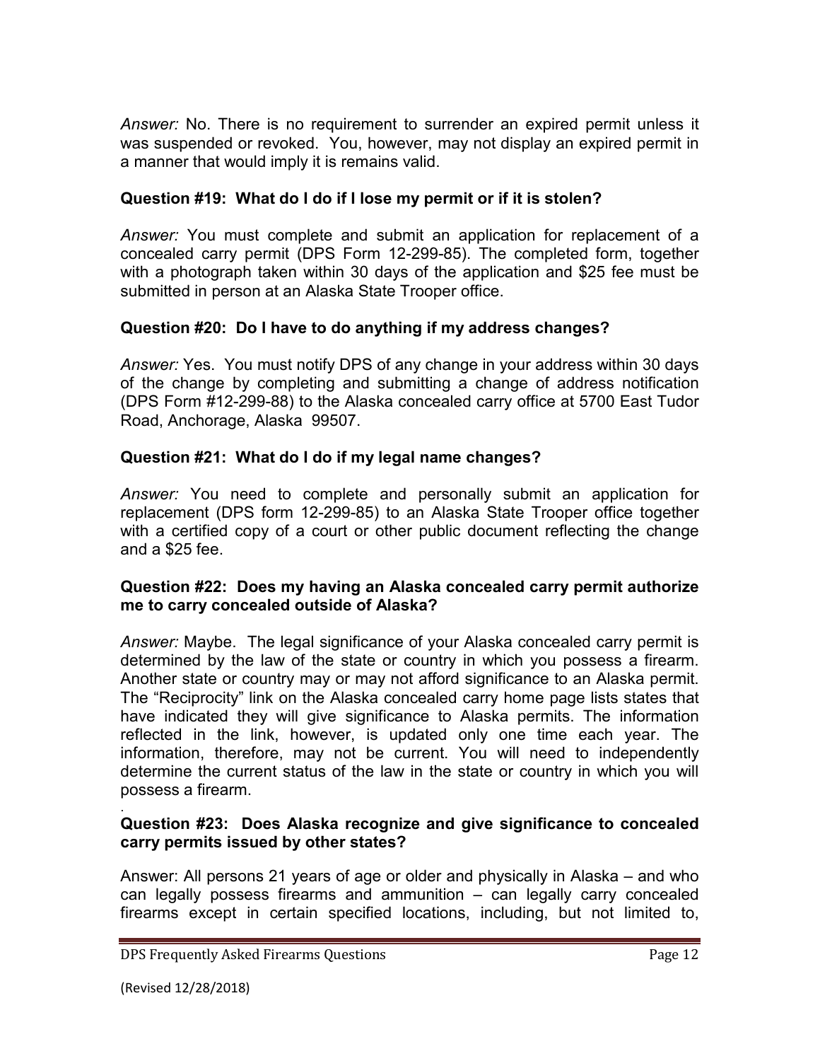*Answer:* No. There is no requirement to surrender an expired permit unless it was suspended or revoked. You, however, may not display an expired permit in a manner that would imply it is remains valid.

**Question #19: What do I do if I lose my permit or if it is stolen?**

*Answer:* You must complete and submit an application for replacement of a concealed carry permit (DPS Form 12-299-85). The completed form, together with a photograph taken within 30 days of the application and $25 fee must be submitted in person at an Alaska State Trooper office.

**Question #20: Do I have to do anything if my address changes?**

*Answer:* Yes. You must notify DPS of any change in your address within 30 days of the change by completing and submitting a change of address notification (DPS Form #12-299-88) to the Alaska concealed carry office at 5700 East Tudor Road, Anchorage, Alaska 99507.

**Question #21: What do I do if my legal name changes?**

*Answer:* You need to complete and personally submit an application for replacement (DPS form 12-299-85) to an Alaska State Trooper office together with a certified copy of a court or other public document reflecting the change and a $25 fee.

**Question #22: Does my having an Alaska concealed carry permit authorize me to carry concealed outside of Alaska?**

*Answer:* Maybe. The legal significance of your Alaska concealed carry permit is determined by the law of the state or country in which you possess a firearm. Another state or country may or may not afford significance to an Alaska permit. The "Reciprocity" link on the Alaska concealed carry home page lists states that have indicated they will give significance to Alaska permits. The information reflected in the link, however, is updated only one time each year. The information, therefore, may not be current. You will need to independently determine the current status of the law in the state or country in which you will possess a firearm.

.

**Question #23: Does Alaska recognize and give significance to concealed carry permits issued by other states?**

Answer: All persons 21 years of age or older and physically in Alaska – and who can legally possess firearms and ammunition – can legally carry concealed firearms except in certain specified locations, including, but not limited to,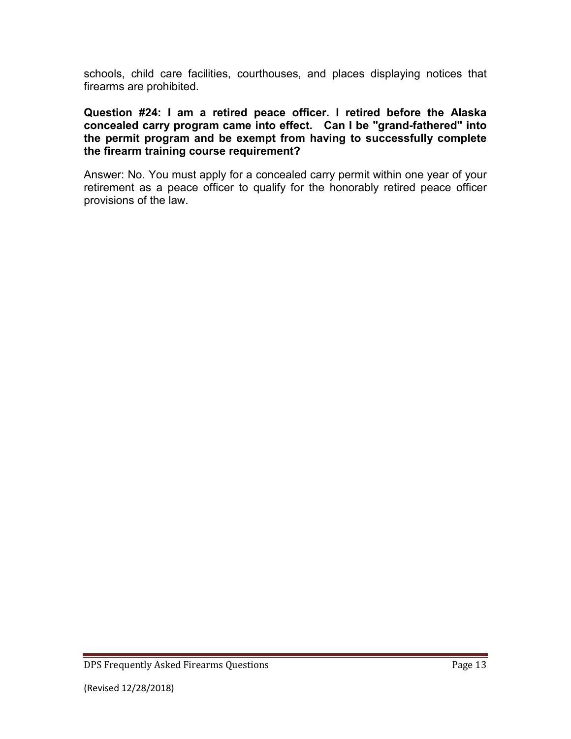schools, child care facilities, courthouses, and places displaying notices that firearms are prohibited.

**Question #24: I am a retired peace officer. I retired before the Alaska concealed carry program came into effect. Can I be "grand-fathered" into the permit program and be exempt from having to successfully complete the firearm training course requirement?**

Answer: No. You must apply for a concealed carry permit within one year of your retirement as a peace officer to qualify for the honorably retired peace officer provisions of the law.